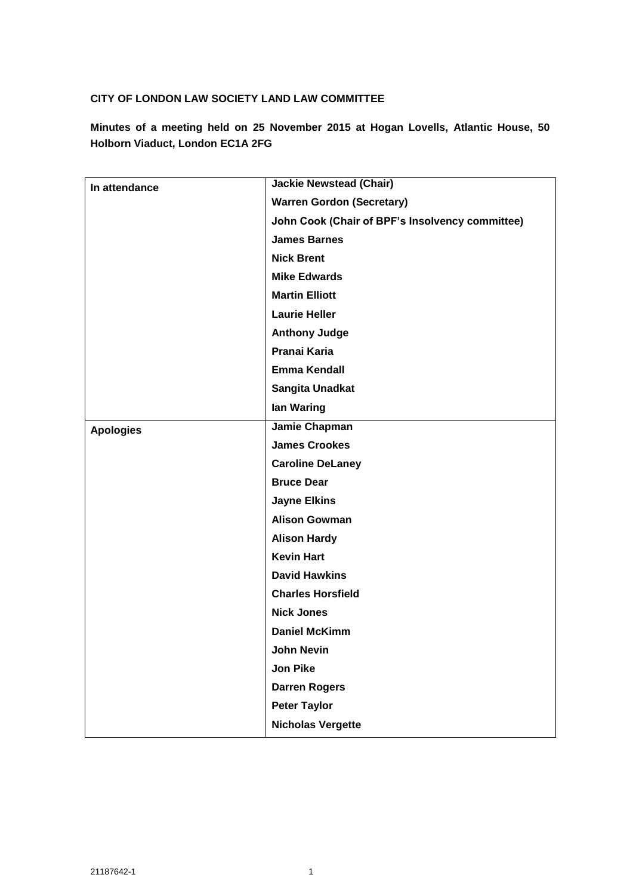**CITY OF LONDON LAW SOCIETY LAND LAW COMMITTEE**

**Minutes of a meeting held on 25 November 2015 at Hogan Lovells, Atlantic House, 50 Holborn Viaduct, London EC1A 2FG**

| | |
|---|---|
| **In attendance** | **Jackie Newstead (Chair)** |
| | **Warren Gordon (Secretary)** |
| | **John Cook (Chair of BPF's Insolvency committee)** |
| | **James Barnes** |
| | **Nick Brent** |
| | **Mike Edwards** |
| | **Martin Elliott** |
| | **Laurie Heller** |
| | **Anthony Judge** |
| | **Pranai Karia** |
| | **Emma Kendall** |
| | **Sangita Unadkat** |
| | **Ian Waring** |
| **Apologies** | **Jamie Chapman** |
| | **James Crookes** |
| | **Caroline DeLaney** |
| | **Bruce Dear** |
| | **Jayne Elkins** |
| | **Alison Gowman** |
| | **Alison Hardy** |
| | **Kevin Hart** |
| | **David Hawkins** |
| | **Charles Horsfield** |
| | **Nick Jones** |
| | **Daniel McKimm** |
| | **John Nevin** |
| | **Jon Pike** |
| | **Darren Rogers** |
| | **Peter Taylor** |
| | **Nicholas Vergette** |

21187642-1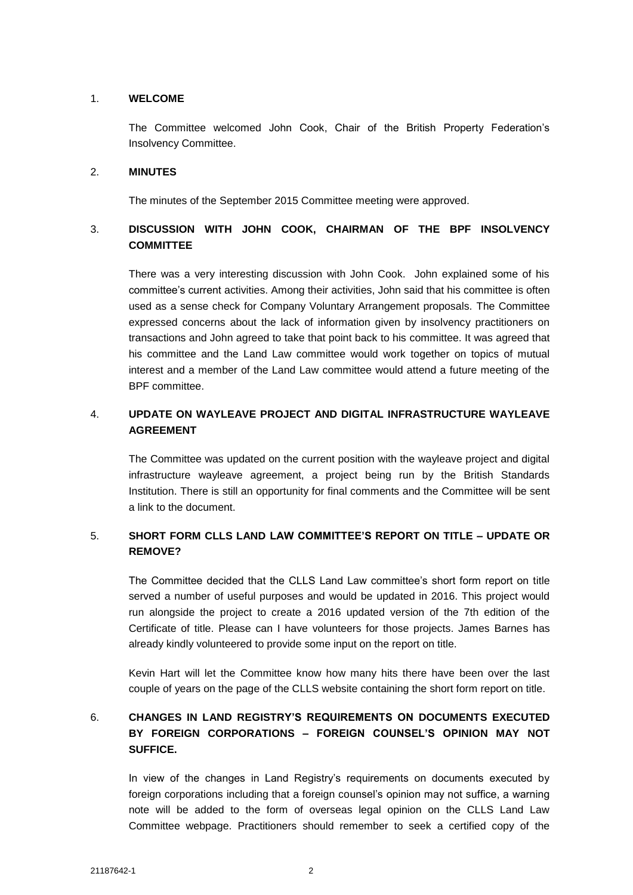1. **WELCOME**

   The Committee welcomed John Cook, Chair of the British Property Federation's Insolvency Committee.

2. **MINUTES**

   The minutes of the September 2015 Committee meeting were approved.

3. **DISCUSSION WITH JOHN COOK, CHAIRMAN OF THE BPF INSOLVENCY COMMITTEE**

   There was a very interesting discussion with John Cook. John explained some of his committee's current activities. Among their activities, John said that his committee is often used as a sense check for Company Voluntary Arrangement proposals. The Committee expressed concerns about the lack of information given by insolvency practitioners on transactions and John agreed to take that point back to his committee. It was agreed that his committee and the Land Law committee would work together on topics of mutual interest and a member of the Land Law committee would attend a future meeting of the BPF committee.

4. **UPDATE ON WAYLEAVE PROJECT AND DIGITAL INFRASTRUCTURE WAYLEAVE AGREEMENT**

   The Committee was updated on the current position with the wayleave project and digital infrastructure wayleave agreement, a project being run by the British Standards Institution. There is still an opportunity for final comments and the Committee will be sent a link to the document.

5. **SHORT FORM CLLS LAND LAW COMMITTEE'S REPORT ON TITLE – UPDATE OR REMOVE?**

   The Committee decided that the CLLS Land Law committee's short form report on title served a number of useful purposes and would be updated in 2016. This project would run alongside the project to create a 2016 updated version of the 7th edition of the Certificate of title. Please can I have volunteers for those projects. James Barnes has already kindly volunteered to provide some input on the report on title.

   Kevin Hart will let the Committee know how many hits there have been over the last couple of years on the page of the CLLS website containing the short form report on title.

6. **CHANGES IN LAND REGISTRY'S REQUIREMENTS ON DOCUMENTS EXECUTED BY FOREIGN CORPORATIONS – FOREIGN COUNSEL'S OPINION MAY NOT SUFFICE.**

   In view of the changes in Land Registry's requirements on documents executed by foreign corporations including that a foreign counsel's opinion may not suffice, a warning note will be added to the form of overseas legal opinion on the CLLS Land Law Committee webpage. Practitioners should remember to seek a certified copy of the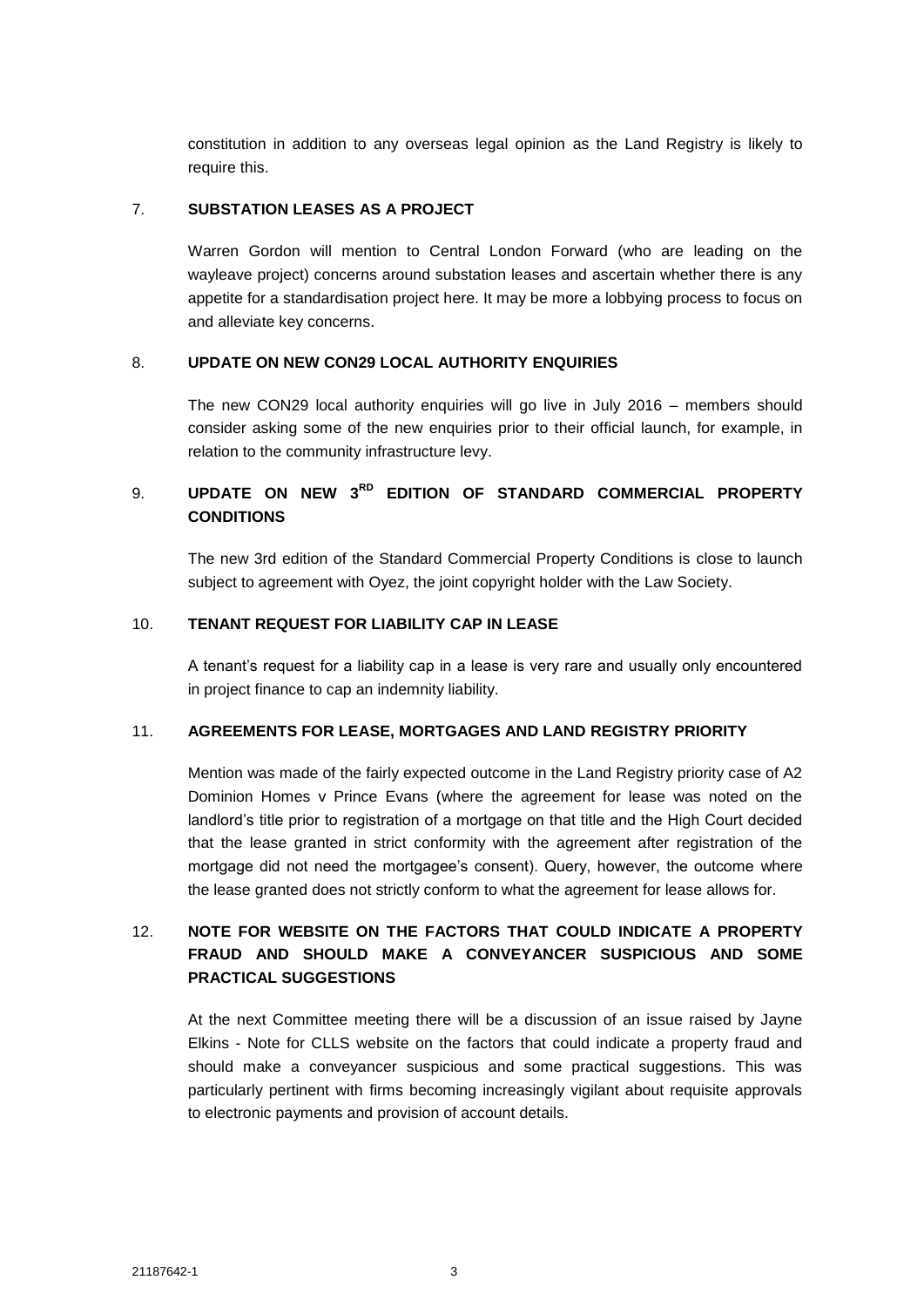constitution in addition to any overseas legal opinion as the Land Registry is likely to require this.

## 7. SUBSTATION LEASES AS A PROJECT

Warren Gordon will mention to Central London Forward (who are leading on the wayleave project) concerns around substation leases and ascertain whether there is any appetite for a standardisation project here. It may be more a lobbying process to focus on and alleviate key concerns.

## 8. UPDATE ON NEW CON29 LOCAL AUTHORITY ENQUIRIES

The new CON29 local authority enquiries will go live in July 2016 – members should consider asking some of the new enquiries prior to their official launch, for example, in relation to the community infrastructure levy.

## 9. UPDATE ON NEW 3RD EDITION OF STANDARD COMMERCIAL PROPERTY CONDITIONS

The new 3rd edition of the Standard Commercial Property Conditions is close to launch subject to agreement with Oyez, the joint copyright holder with the Law Society.

## 10. TENANT REQUEST FOR LIABILITY CAP IN LEASE

A tenant's request for a liability cap in a lease is very rare and usually only encountered in project finance to cap an indemnity liability.

## 11. AGREEMENTS FOR LEASE, MORTGAGES AND LAND REGISTRY PRIORITY

Mention was made of the fairly expected outcome in the Land Registry priority case of A2 Dominion Homes v Prince Evans (where the agreement for lease was noted on the landlord's title prior to registration of a mortgage on that title and the High Court decided that the lease granted in strict conformity with the agreement after registration of the mortgage did not need the mortgagee's consent). Query, however, the outcome where the lease granted does not strictly conform to what the agreement for lease allows for.

## 12. NOTE FOR WEBSITE ON THE FACTORS THAT COULD INDICATE A PROPERTY FRAUD AND SHOULD MAKE A CONVEYANCER SUSPICIOUS AND SOME PRACTICAL SUGGESTIONS

At the next Committee meeting there will be a discussion of an issue raised by Jayne Elkins - Note for CLLS website on the factors that could indicate a property fraud and should make a conveyancer suspicious and some practical suggestions. This was particularly pertinent with firms becoming increasingly vigilant about requisite approvals to electronic payments and provision of account details.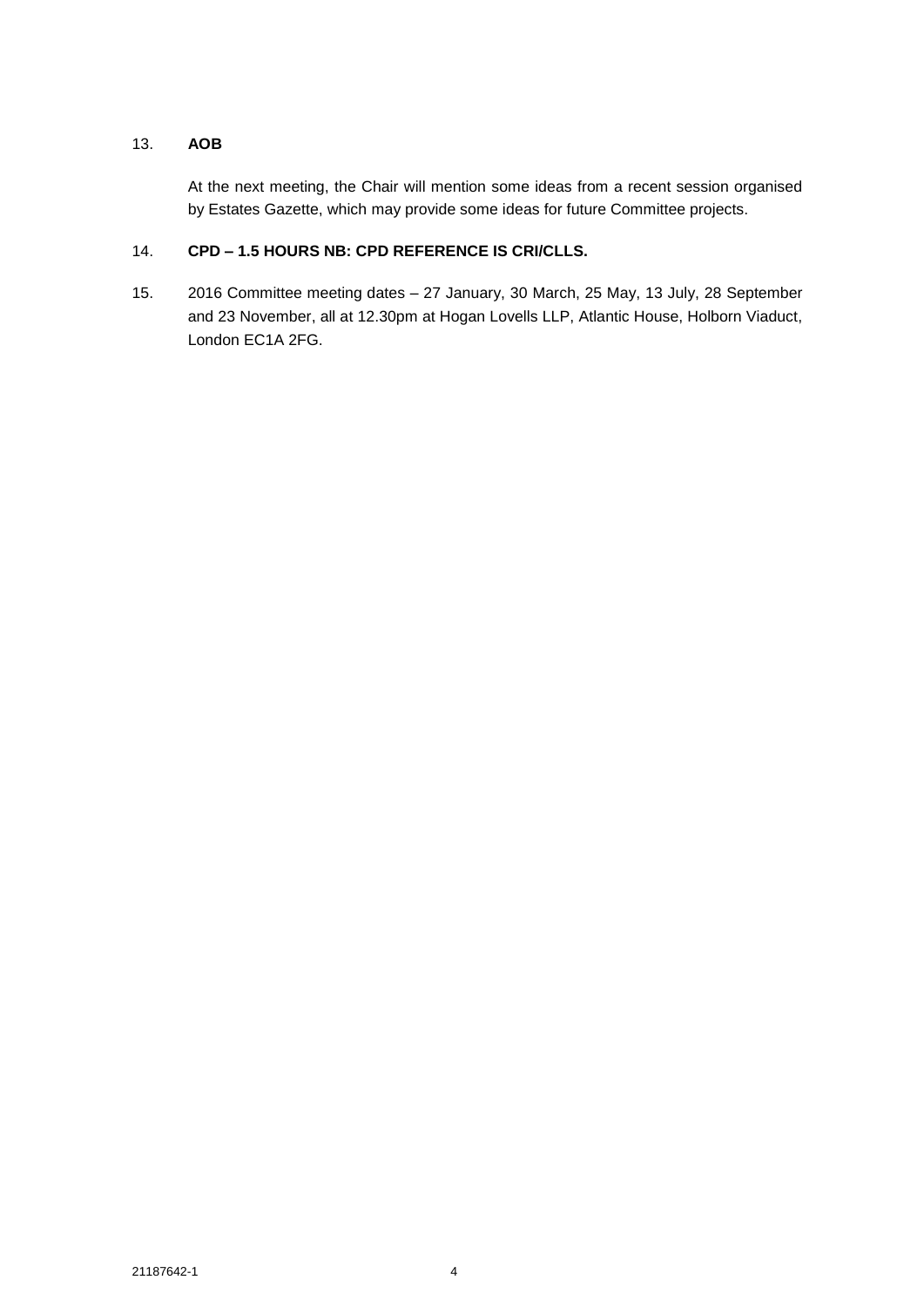13. **AOB**

    At the next meeting, the Chair will mention some ideas from a recent session organised by Estates Gazette, which may provide some ideas for future Committee projects.

14. **CPD – 1.5 HOURS NB: CPD REFERENCE IS CRI/CLLS.**

15. 2016 Committee meeting dates – 27 January, 30 March, 25 May, 13 July, 28 September and 23 November, all at 12.30pm at Hogan Lovells LLP, Atlantic House, Holborn Viaduct, London EC1A 2FG.

21187642-1